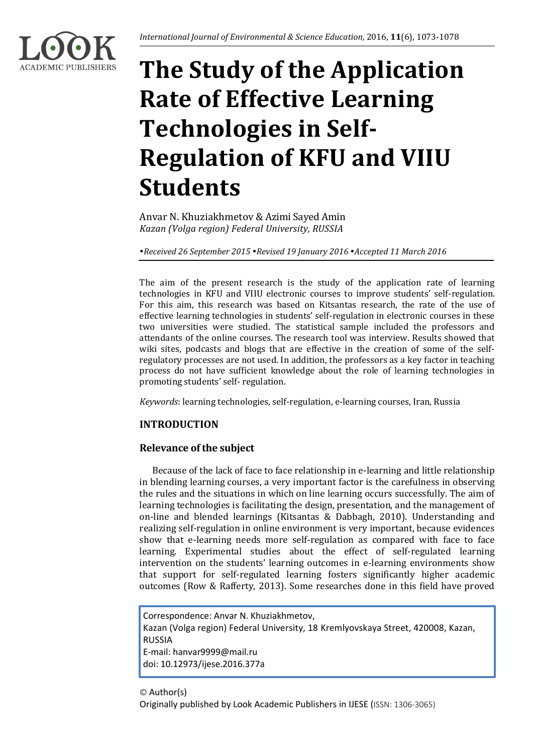# The Study of the Application Rate of Effective Learning Technologies in Self-Regulation of KFU and VIIU Students

Anvar N. Khuziakhmetov & Azimi Sayed Amin
*Kazan (Volga region) Federal University, RUSSIA*

*•Received 26 September 2015 •Revised 19 January 2016 •Accepted 11 March 2016*

The aim of the present research is the study of the application rate of learning technologies in KFU and VIIU electronic courses to improve students' self-regulation. For this aim, this research was based on Kitsantas research, the rate of the use of effective learning technologies in students' self-regulation in electronic courses in these two universities were studied. The statistical sample included the professors and attendants of the online courses. The research tool was interview. Results showed that wiki sites, podcasts and blogs that are effective in the creation of some of the self-regulatory processes are not used. In addition, the professors as a key factor in teaching process do not have sufficient knowledge about the role of learning technologies in promoting students' self- regulation.

*Keywords*: learning technologies, self-regulation, e-learning courses, Iran, Russia

## INTRODUCTION

### Relevance of the subject

Because of the lack of face to face relationship in e-learning and little relationship in blending learning courses, a very important factor is the carefulness in observing the rules and the situations in which on line learning occurs successfully. The aim of learning technologies is facilitating the design, presentation, and the management of on-line and blended learnings (Kitsantas & Dabbagh, 2010). Understanding and realizing self-regulation in online environment is very important, because evidences show that e-learning needs more self-regulation as compared with face to face learning. Experimental studies about the effect of self-regulated learning intervention on the students' learning outcomes in e-learning environments show that support for self-regulated learning fosters significantly higher academic outcomes (Row & Rafferty, 2013). Some researches done in this field have proved

Correspondence: Anvar N. Khuziakhmetov,
Kazan (Volga region) Federal University, 18 Kremlyovskaya Street, 420008, Kazan, RUSSIA
E-mail: hanvar9999@mail.ru
doi: 10.12973/ijese.2016.377a

© Author(s)
Originally published by Look Academic Publishers in IJESE (ISSN: 1306-3065)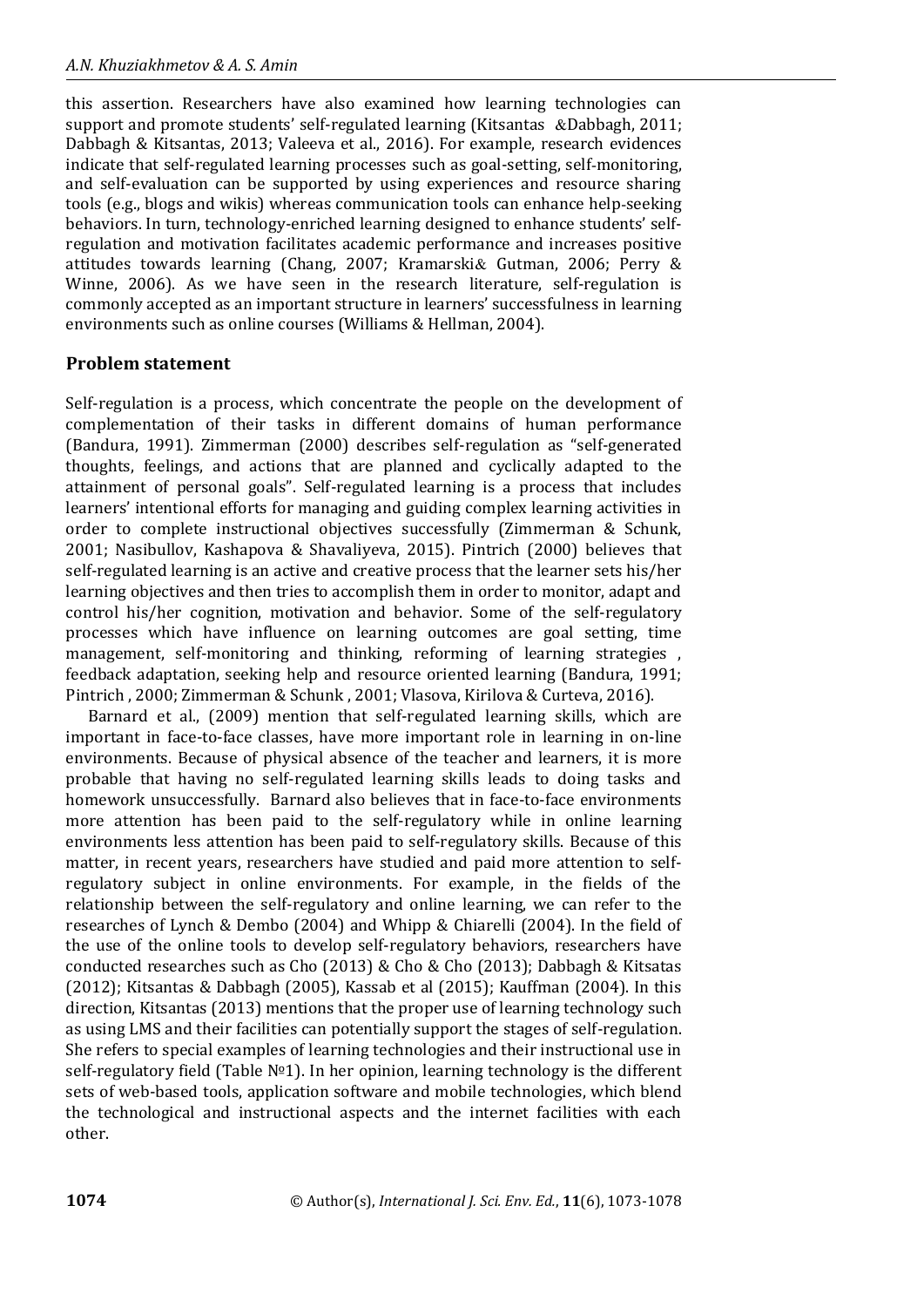this assertion. Researchers have also examined how learning technologies can support and promote students' self-regulated learning (Kitsantas &Dabbagh, 2011; Dabbagh & Kitsantas, 2013; Valeeva et al., 2016). For example, research evidences indicate that self-regulated learning processes such as goal-setting, self-monitoring, and self-evaluation can be supported by using experiences and resource sharing tools (e.g., blogs and wikis) whereas communication tools can enhance help-seeking behaviors. In turn, technology-enriched learning designed to enhance students' self-regulation and motivation facilitates academic performance and increases positive attitudes towards learning (Chang, 2007; Kramarski& Gutman, 2006; Perry & Winne, 2006). As we have seen in the research literature, self-regulation is commonly accepted as an important structure in learners' successfulness in learning environments such as online courses (Williams & Hellman, 2004).

## Problem statement

Self-regulation is a process, which concentrate the people on the development of complementation of their tasks in different domains of human performance (Bandura, 1991). Zimmerman (2000) describes self-regulation as "self-generated thoughts, feelings, and actions that are planned and cyclically adapted to the attainment of personal goals". Self-regulated learning is a process that includes learners' intentional efforts for managing and guiding complex learning activities in order to complete instructional objectives successfully (Zimmerman & Schunk, 2001; Nasibullov, Kashapova & Shavaliyeva, 2015). Pintrich (2000) believes that self-regulated learning is an active and creative process that the learner sets his/her learning objectives and then tries to accomplish them in order to monitor, adapt and control his/her cognition, motivation and behavior. Some of the self-regulatory processes which have influence on learning outcomes are goal setting, time management, self-monitoring and thinking, reforming of learning strategies , feedback adaptation, seeking help and resource oriented learning (Bandura, 1991; Pintrich , 2000; Zimmerman & Schunk , 2001; Vlasova, Kirilova & Curteva, 2016).

Barnard et al., (2009) mention that self-regulated learning skills, which are important in face-to-face classes, have more important role in learning in on-line environments. Because of physical absence of the teacher and learners, it is more probable that having no self-regulated learning skills leads to doing tasks and homework unsuccessfully. Barnard also believes that in face-to-face environments more attention has been paid to the self-regulatory while in online learning environments less attention has been paid to self-regulatory skills. Because of this matter, in recent years, researchers have studied and paid more attention to self-regulatory subject in online environments. For example, in the fields of the relationship between the self-regulatory and online learning, we can refer to the researches of Lynch & Dembo (2004) and Whipp & Chiarelli (2004). In the field of the use of the online tools to develop self-regulatory behaviors, researchers have conducted researches such as Cho (2013) & Cho & Cho (2013); Dabbagh & Kitsatas (2012); Kitsantas & Dabbagh (2005), Kassab et al (2015); Kauffman (2004). In this direction, Kitsantas (2013) mentions that the proper use of learning technology such as using LMS and their facilities can potentially support the stages of self-regulation. She refers to special examples of learning technologies and their instructional use in self-regulatory field (Table №1). In her opinion, learning technology is the different sets of web-based tools, application software and mobile technologies, which blend the technological and instructional aspects and the internet facilities with each other.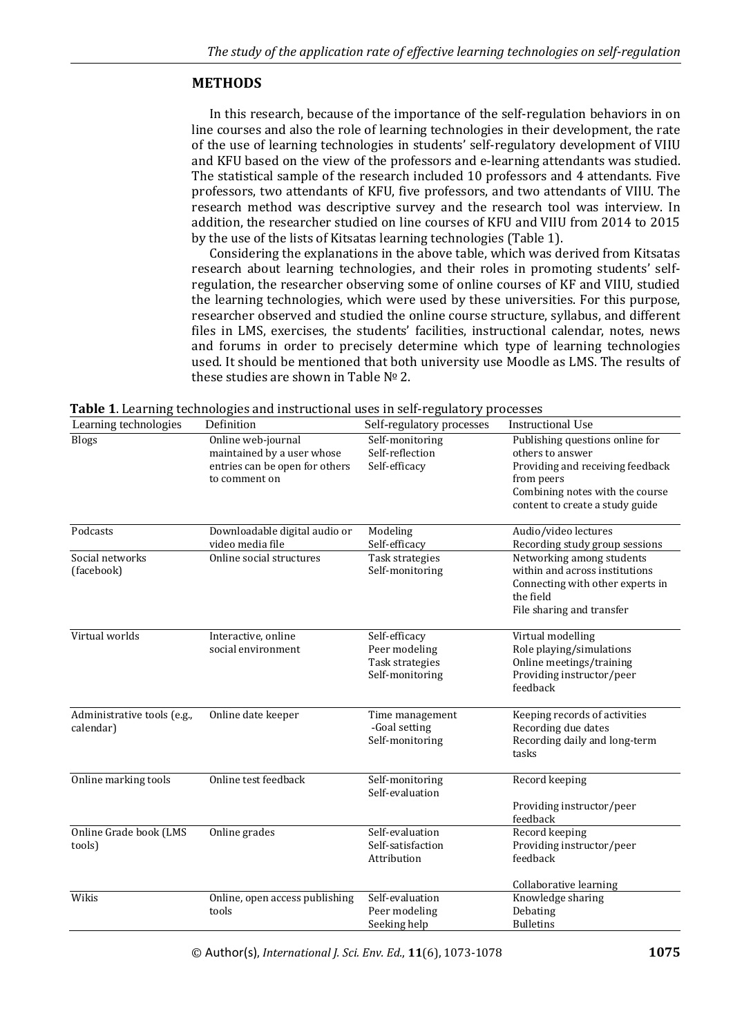## METHODS

In this research, because of the importance of the self-regulation behaviors in on line courses and also the role of learning technologies in their development, the rate of the use of learning technologies in students' self-regulatory development of VIIU and KFU based on the view of the professors and e-learning attendants was studied. The statistical sample of the research included 10 professors and 4 attendants. Five professors, two attendants of KFU, five professors, and two attendants of VIIU. The research method was descriptive survey and the research tool was interview. In addition, the researcher studied on line courses of KFU and VIIU from 2014 to 2015 by the use of the lists of Kitsatas learning technologies (Table 1).

Considering the explanations in the above table, which was derived from Kitsatas research about learning technologies, and their roles in promoting students' self-regulation, the researcher observing some of online courses of KF and VIIU, studied the learning technologies, which were used by these universities. For this purpose, researcher observed and studied the online course structure, syllabus, and different files in LMS, exercises, the students' facilities, instructional calendar, notes, news and forums in order to precisely determine which type of learning technologies used. It should be mentioned that both university use Moodle as LMS. The results of these studies are shown in Table № 2.

**Table 1**. Learning technologies and instructional uses in self-regulatory processes

| Learning technologies | Definition | Self-regulatory processes | Instructional Use |
|---|---|---|---|
| Blogs | Online web-journal maintained by a user whose entries can be open for others to comment on | Self-monitoring<br>Self-reflection<br>Self-efficacy | Publishing questions online for others to answer<br>Providing and receiving feedback from peers<br>Combining notes with the course content to create a study guide |
| Podcasts | Downloadable digital audio or video media file | Modeling<br>Self-efficacy | Audio/video lectures<br>Recording study group sessions |
| Social networks (facebook) | Online social structures | Task strategies<br>Self-monitoring | Networking among students within and across institutions<br>Connecting with other experts in the field<br>File sharing and transfer |
| Virtual worlds | Interactive, online social environment | Self-efficacy<br>Peer modeling<br>Task strategies<br>Self-monitoring | Virtual modelling<br>Role playing/simulations<br>Online meetings/training<br>Providing instructor/peer feedback |
| Administrative tools (e.g., calendar) | Online date keeper | Time management<br>-Goal setting<br>Self-monitoring | Keeping records of activities<br>Recording due dates<br>Recording daily and long-term tasks |
| Online marking tools | Online test feedback | Self-monitoring<br>Self-evaluation | Record keeping<br>Providing instructor/peer feedback |
| Online Grade book (LMS tools) | Online grades | Self-evaluation<br>Self-satisfaction<br>Attribution | Record keeping<br>Providing instructor/peer feedback<br>Collaborative learning |
| Wikis | Online, open access publishing tools | Self-evaluation<br>Peer modeling<br>Seeking help | Knowledge sharing<br>Debating<br>Bulletins |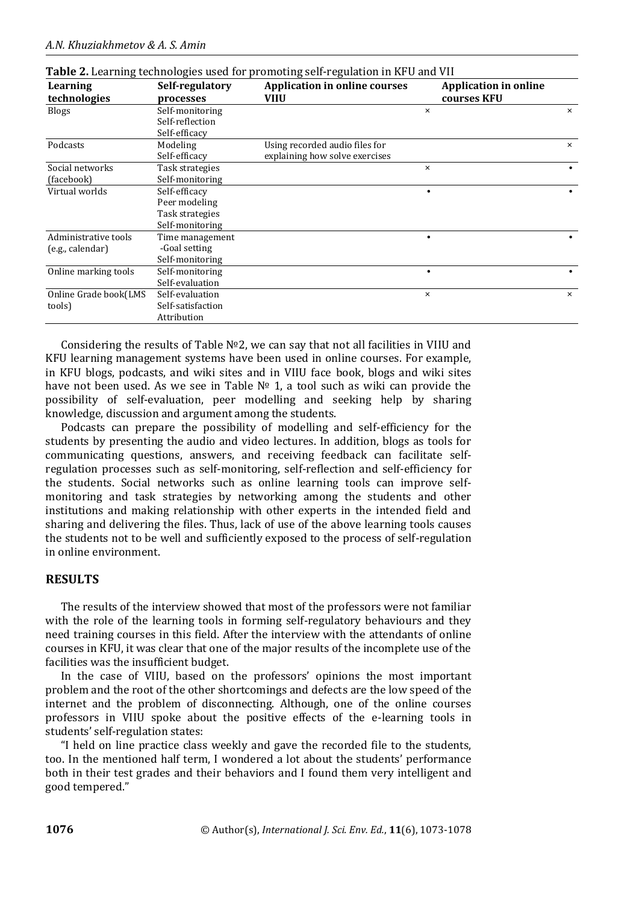**Table 2.** Learning technologies used for promoting self-regulation in KFU and VII

| Learning technologies | Self-regulatory processes | Application in online courses VIIU | Application in online courses KFU |
|---|---|---|---|
| Blogs | Self-monitoring<br>Self-reflection<br>Self-efficacy | × | × |
| Podcasts | Modeling<br>Self-efficacy | Using recorded audio files for explaining how solve exercises | × |
| Social networks (facebook) | Task strategies<br>Self-monitoring | × | • |
| Virtual worlds | Self-efficacy<br>Peer modeling<br>Task strategies<br>Self-monitoring | • | • |
| Administrative tools (e.g., calendar) | Time management<br>-Goal setting<br>Self-monitoring | • | • |
| Online marking tools | Self-monitoring<br>Self-evaluation | • | • |
| Online Grade book(LMS tools) | Self-evaluation<br>Self-satisfaction<br>Attribution | × | × |

Considering the results of Table №2, we can say that not all facilities in VIIU and KFU learning management systems have been used in online courses. For example, in KFU blogs, podcasts, and wiki sites and in VIIU face book, blogs and wiki sites have not been used. As we see in Table № 1, a tool such as wiki can provide the possibility of self-evaluation, peer modelling and seeking help by sharing knowledge, discussion and argument among the students.

Podcasts can prepare the possibility of modelling and self-efficiency for the students by presenting the audio and video lectures. In addition, blogs as tools for communicating questions, answers, and receiving feedback can facilitate self-regulation processes such as self-monitoring, self-reflection and self-efficiency for the students. Social networks such as online learning tools can improve self-monitoring and task strategies by networking among the students and other institutions and making relationship with other experts in the intended field and sharing and delivering the files. Thus, lack of use of the above learning tools causes the students not to be well and sufficiently exposed to the process of self-regulation in online environment.

## RESULTS

The results of the interview showed that most of the professors were not familiar with the role of the learning tools in forming self-regulatory behaviours and they need training courses in this field. After the interview with the attendants of online courses in KFU, it was clear that one of the major results of the incomplete use of the facilities was the insufficient budget.

In the case of VIIU, based on the professors' opinions the most important problem and the root of the other shortcomings and defects are the low speed of the internet and the problem of disconnecting. Although, one of the online courses professors in VIIU spoke about the positive effects of the e-learning tools in students' self-regulation states:

"I held on line practice class weekly and gave the recorded file to the students, too. In the mentioned half term, I wondered a lot about the students' performance both in their test grades and their behaviors and I found them very intelligent and good tempered."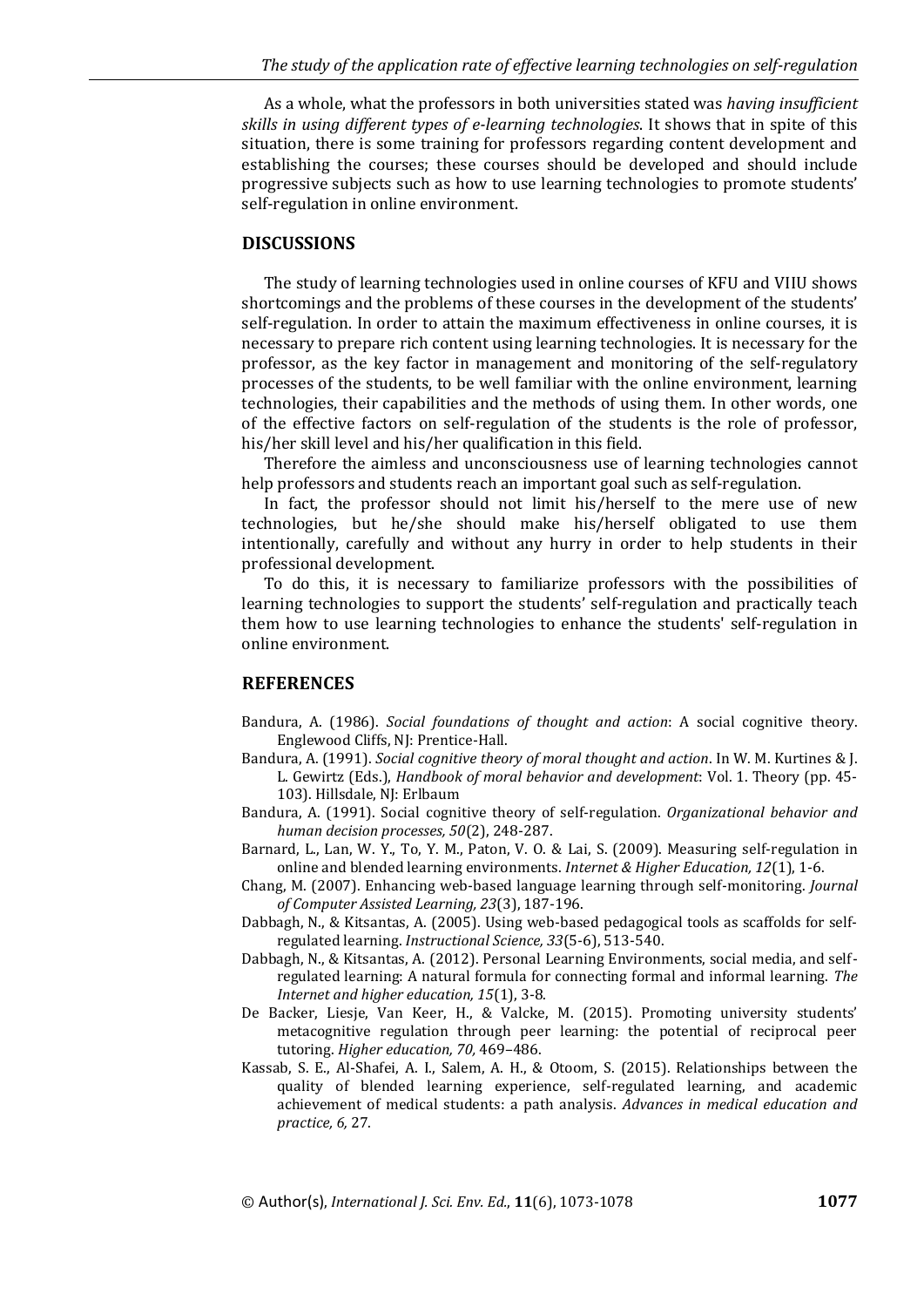As a whole, what the professors in both universities stated was *having insufficient skills in using different types of e-learning technologies*. It shows that in spite of this situation, there is some training for professors regarding content development and establishing the courses; these courses should be developed and should include progressive subjects such as how to use learning technologies to promote students' self-regulation in online environment.

## DISCUSSIONS

The study of learning technologies used in online courses of KFU and VIIU shows shortcomings and the problems of these courses in the development of the students' self-regulation. In order to attain the maximum effectiveness in online courses, it is necessary to prepare rich content using learning technologies. It is necessary for the professor, as the key factor in management and monitoring of the self-regulatory processes of the students, to be well familiar with the online environment, learning technologies, their capabilities and the methods of using them. In other words, one of the effective factors on self-regulation of the students is the role of professor, his/her skill level and his/her qualification in this field.

Therefore the aimless and unconsciousness use of learning technologies cannot help professors and students reach an important goal such as self-regulation.

In fact, the professor should not limit his/herself to the mere use of new technologies, but he/she should make his/herself obligated to use them intentionally, carefully and without any hurry in order to help students in their professional development.

To do this, it is necessary to familiarize professors with the possibilities of learning technologies to support the students' self-regulation and practically teach them how to use learning technologies to enhance the students' self-regulation in online environment.

## REFERENCES

Bandura, A. (1986). *Social foundations of thought and action*: A social cognitive theory. Englewood Cliffs, NJ: Prentice-Hall.

Bandura, A. (1991). *Social cognitive theory of moral thought and action*. In W. M. Kurtines & J. L. Gewirtz (Eds.), *Handbook of moral behavior and development*: Vol. 1. Theory (pp. 45-103). Hillsdale, NJ: Erlbaum

Bandura, A. (1991). Social cognitive theory of self-regulation. *Organizational behavior and human decision processes, 50*(2), 248-287.

Barnard, L., Lan, W. Y., To, Y. M., Paton, V. O. & Lai, S. (2009). Measuring self-regulation in online and blended learning environments. *Internet & Higher Education, 12*(1), 1-6.

Chang, M. (2007). Enhancing web-based language learning through self-monitoring. *Journal of Computer Assisted Learning, 23*(3), 187-196.

Dabbagh, N., & Kitsantas, A. (2005). Using web-based pedagogical tools as scaffolds for self-regulated learning. *Instructional Science, 33*(5-6), 513-540.

Dabbagh, N., & Kitsantas, A. (2012). Personal Learning Environments, social media, and self-regulated learning: A natural formula for connecting formal and informal learning. *The Internet and higher education, 15*(1), 3-8.

De Backer, Liesje, Van Keer, H., & Valcke, M. (2015). Promoting university students' metacognitive regulation through peer learning: the potential of reciprocal peer tutoring. *Higher education, 70,* 469–486.

Kassab, S. E., Al-Shafei, A. I., Salem, A. H., & Otoom, S. (2015). Relationships between the quality of blended learning experience, self-regulated learning, and academic achievement of medical students: a path analysis. *Advances in medical education and practice, 6,* 27.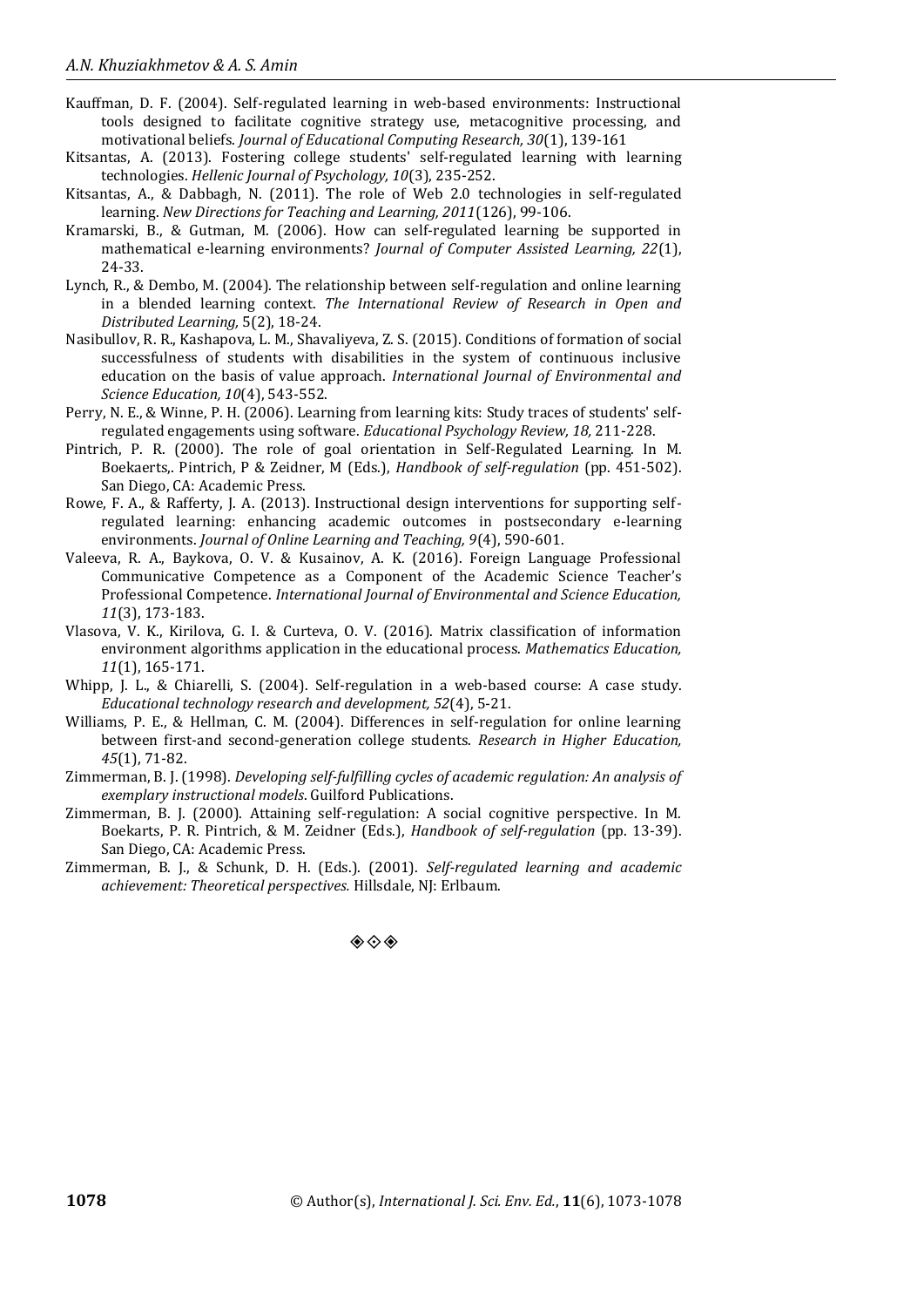Kauffman, D. F. (2004). Self-regulated learning in web-based environments: Instructional tools designed to facilitate cognitive strategy use, metacognitive processing, and motivational beliefs. *Journal of Educational Computing Research, 30*(1), 139-161

Kitsantas, A. (2013). Fostering college students' self-regulated learning with learning technologies. *Hellenic Journal of Psychology, 10*(3), 235-252.

Kitsantas, A., & Dabbagh, N. (2011). The role of Web 2.0 technologies in self-regulated learning. *New Directions for Teaching and Learning, 2011*(126), 99-106.

Kramarski, B., & Gutman, M. (2006). How can self-regulated learning be supported in mathematical e-learning environments? *Journal of Computer Assisted Learning, 22*(1), 24-33.

Lynch, R., & Dembo, M. (2004). The relationship between self-regulation and online learning in a blended learning context. *The International Review of Research in Open and Distributed Learning,* 5(2), 18-24.

Nasibullov, R. R., Kashapova, L. M., Shavaliyeva, Z. S. (2015). Conditions of formation of social successfulness of students with disabilities in the system of continuous inclusive education on the basis of value approach. *International Journal of Environmental and Science Education, 10*(4), 543-552.

Perry, N. E., & Winne, P. H. (2006). Learning from learning kits: Study traces of students' self-regulated engagements using software. *Educational Psychology Review, 18,* 211-228.

Pintrich, P. R. (2000). The role of goal orientation in Self-Regulated Learning. In M. Boekaerts,. Pintrich, P & Zeidner, M (Eds.), *Handbook of self-regulation* (pp. 451-502). San Diego, CA: Academic Press.

Rowe, F. A., & Rafferty, J. A. (2013). Instructional design interventions for supporting self-regulated learning: enhancing academic outcomes in postsecondary e-learning environments. *Journal of Online Learning and Teaching, 9*(4), 590-601.

Valeeva, R. A., Baykova, O. V. & Kusainov, A. K. (2016). Foreign Language Professional Communicative Competence as a Component of the Academic Science Teacher's Professional Competence. *International Journal of Environmental and Science Education, 11*(3), 173-183.

Vlasova, V. K., Kirilova, G. I. & Curteva, O. V. (2016). Matrix classification of information environment algorithms application in the educational process. *Mathematics Education, 11*(1), 165-171.

Whipp, J. L., & Chiarelli, S. (2004). Self-regulation in a web-based course: A case study. *Educational technology research and development, 52*(4), 5-21.

Williams, P. E., & Hellman, C. M. (2004). Differences in self-regulation for online learning between first-and second-generation college students. *Research in Higher Education, 45*(1), 71-82.

Zimmerman, B. J. (1998). *Developing self-fulfilling cycles of academic regulation: An analysis of exemplary instructional models*. Guilford Publications.

Zimmerman, B. J. (2000). Attaining self-regulation: A social cognitive perspective. In M. Boekarts, P. R. Pintrich, & M. Zeidner (Eds.), *Handbook of self-regulation* (pp. 13-39). San Diego, CA: Academic Press.

Zimmerman, B. J., & Schunk, D. H. (Eds.). (2001). *Self-regulated learning and academic achievement: Theoretical perspectives.* Hillsdale, NJ: Erlbaum.

◈◇◈